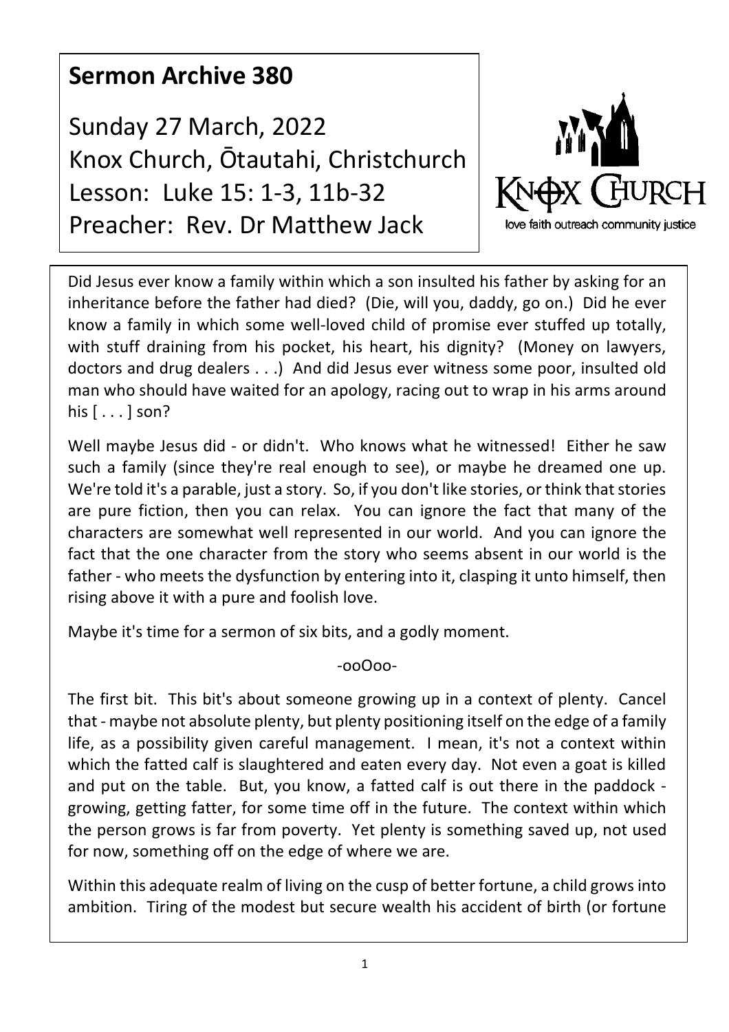# Sermon Archive 380

Sunday 27 March, 2022
Knox Church, Ōtautahi, Christchurch
Lesson: Luke 15: 1-3, 11b-32
Preacher: Rev. Dr Matthew Jack

KNOX CHURCH
love faith outreach community justice

Did Jesus ever know a family within which a son insulted his father by asking for an inheritance before the father had died? (Die, will you, daddy, go on.) Did he ever know a family in which some well-loved child of promise ever stuffed up totally, with stuff draining from his pocket, his heart, his dignity? (Money on lawyers, doctors and drug dealers . . .) And did Jesus ever witness some poor, insulted old man who should have waited for an apology, racing out to wrap in his arms around his [ . . . ] son?

Well maybe Jesus did - or didn't. Who knows what he witnessed! Either he saw such a family (since they're real enough to see), or maybe he dreamed one up. We're told it's a parable, just a story. So, if you don't like stories, or think that stories are pure fiction, then you can relax. You can ignore the fact that many of the characters are somewhat well represented in our world. And you can ignore the fact that the one character from the story who seems absent in our world is the father - who meets the dysfunction by entering into it, clasping it unto himself, then rising above it with a pure and foolish love.

Maybe it's time for a sermon of six bits, and a godly moment.

-ooOoo-

The first bit. This bit's about someone growing up in a context of plenty. Cancel that - maybe not absolute plenty, but plenty positioning itself on the edge of a family life, as a possibility given careful management. I mean, it's not a context within which the fatted calf is slaughtered and eaten every day. Not even a goat is killed and put on the table. But, you know, a fatted calf is out there in the paddock - growing, getting fatter, for some time off in the future. The context within which the person grows is far from poverty. Yet plenty is something saved up, not used for now, something off on the edge of where we are.

Within this adequate realm of living on the cusp of better fortune, a child grows into ambition. Tiring of the modest but secure wealth his accident of birth (or fortune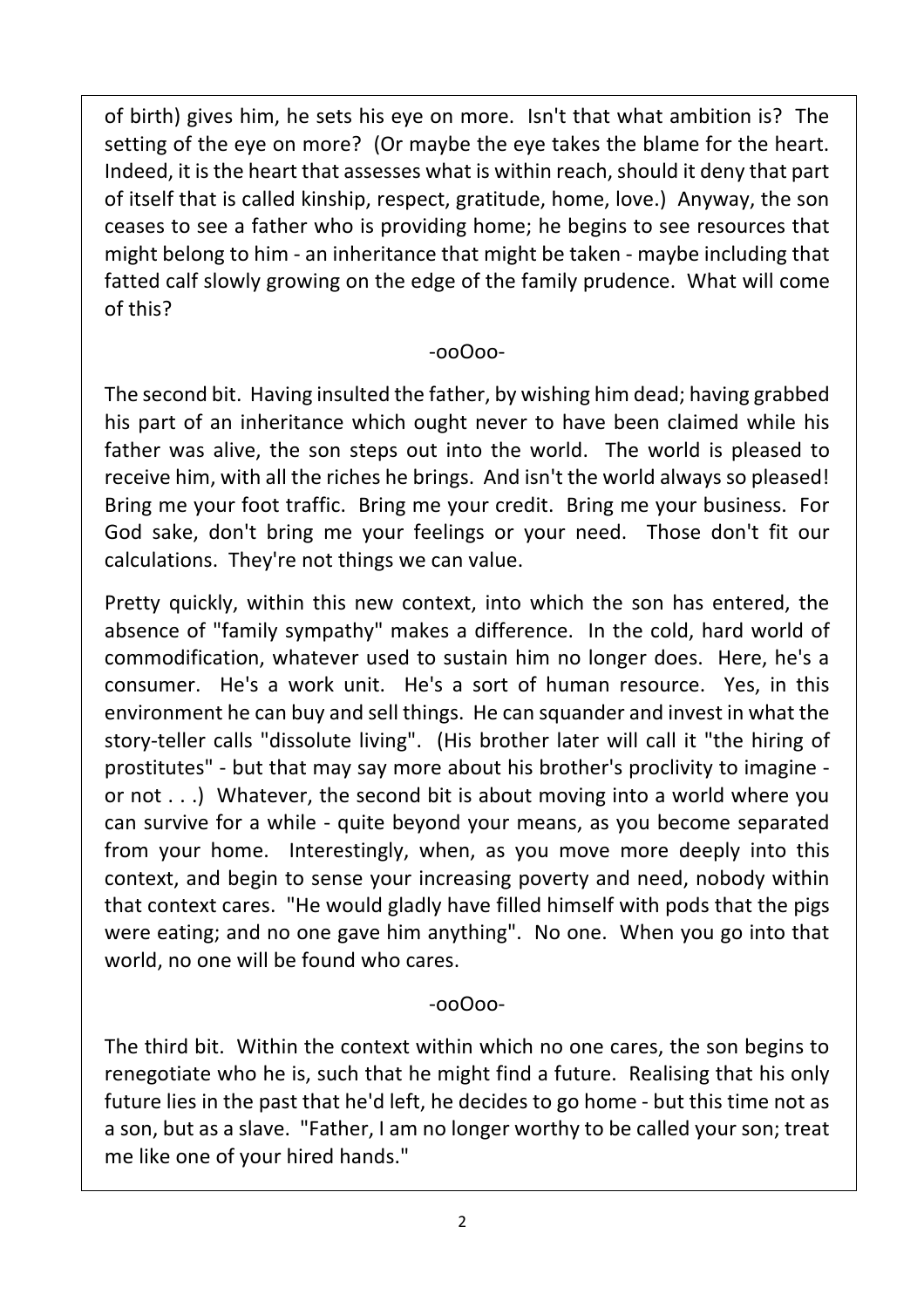of birth) gives him, he sets his eye on more. Isn't that what ambition is? The setting of the eye on more? (Or maybe the eye takes the blame for the heart. Indeed, it is the heart that assesses what is within reach, should it deny that part of itself that is called kinship, respect, gratitude, home, love.) Anyway, the son ceases to see a father who is providing home; he begins to see resources that might belong to him - an inheritance that might be taken - maybe including that fatted calf slowly growing on the edge of the family prudence. What will come of this?

-ooOoo-

The second bit. Having insulted the father, by wishing him dead; having grabbed his part of an inheritance which ought never to have been claimed while his father was alive, the son steps out into the world. The world is pleased to receive him, with all the riches he brings. And isn't the world always so pleased! Bring me your foot traffic. Bring me your credit. Bring me your business. For God sake, don't bring me your feelings or your need. Those don't fit our calculations. They're not things we can value.

Pretty quickly, within this new context, into which the son has entered, the absence of "family sympathy" makes a difference. In the cold, hard world of commodification, whatever used to sustain him no longer does. Here, he's a consumer. He's a work unit. He's a sort of human resource. Yes, in this environment he can buy and sell things. He can squander and invest in what the story-teller calls "dissolute living". (His brother later will call it "the hiring of prostitutes" - but that may say more about his brother's proclivity to imagine - or not . . .) Whatever, the second bit is about moving into a world where you can survive for a while - quite beyond your means, as you become separated from your home. Interestingly, when, as you move more deeply into this context, and begin to sense your increasing poverty and need, nobody within that context cares. "He would gladly have filled himself with pods that the pigs were eating; and no one gave him anything". No one. When you go into that world, no one will be found who cares.

-ooOoo-

The third bit. Within the context within which no one cares, the son begins to renegotiate who he is, such that he might find a future. Realising that his only future lies in the past that he'd left, he decides to go home - but this time not as a son, but as a slave. "Father, I am no longer worthy to be called your son; treat me like one of your hired hands."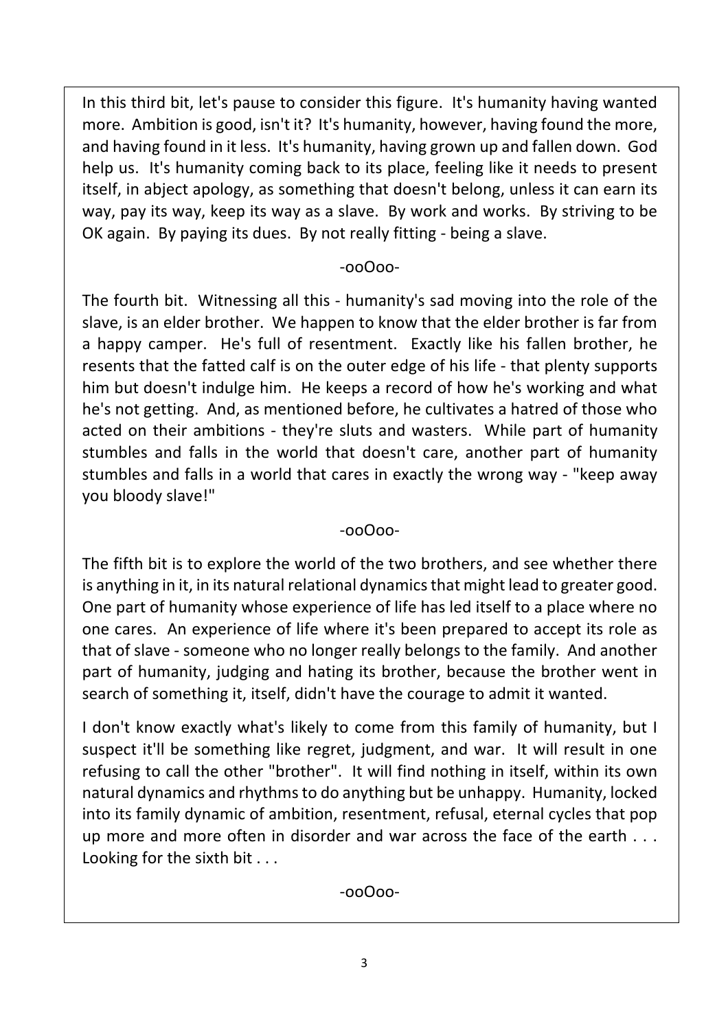In this third bit, let's pause to consider this figure. It's humanity having wanted more. Ambition is good, isn't it? It's humanity, however, having found the more, and having found in it less. It's humanity, having grown up and fallen down. God help us. It's humanity coming back to its place, feeling like it needs to present itself, in abject apology, as something that doesn't belong, unless it can earn its way, pay its way, keep its way as a slave. By work and works. By striving to be OK again. By paying its dues. By not really fitting - being a slave.

-ooOoo-

The fourth bit. Witnessing all this - humanity's sad moving into the role of the slave, is an elder brother. We happen to know that the elder brother is far from a happy camper. He's full of resentment. Exactly like his fallen brother, he resents that the fatted calf is on the outer edge of his life - that plenty supports him but doesn't indulge him. He keeps a record of how he's working and what he's not getting. And, as mentioned before, he cultivates a hatred of those who acted on their ambitions - they're sluts and wasters. While part of humanity stumbles and falls in the world that doesn't care, another part of humanity stumbles and falls in a world that cares in exactly the wrong way - "keep away you bloody slave!"

-ooOoo-

The fifth bit is to explore the world of the two brothers, and see whether there is anything in it, in its natural relational dynamics that might lead to greater good. One part of humanity whose experience of life has led itself to a place where no one cares. An experience of life where it's been prepared to accept its role as that of slave - someone who no longer really belongs to the family. And another part of humanity, judging and hating its brother, because the brother went in search of something it, itself, didn't have the courage to admit it wanted.

I don't know exactly what's likely to come from this family of humanity, but I suspect it'll be something like regret, judgment, and war. It will result in one refusing to call the other "brother". It will find nothing in itself, within its own natural dynamics and rhythms to do anything but be unhappy. Humanity, locked into its family dynamic of ambition, resentment, refusal, eternal cycles that pop up more and more often in disorder and war across the face of the earth . . . Looking for the sixth bit . . .

-ooOoo-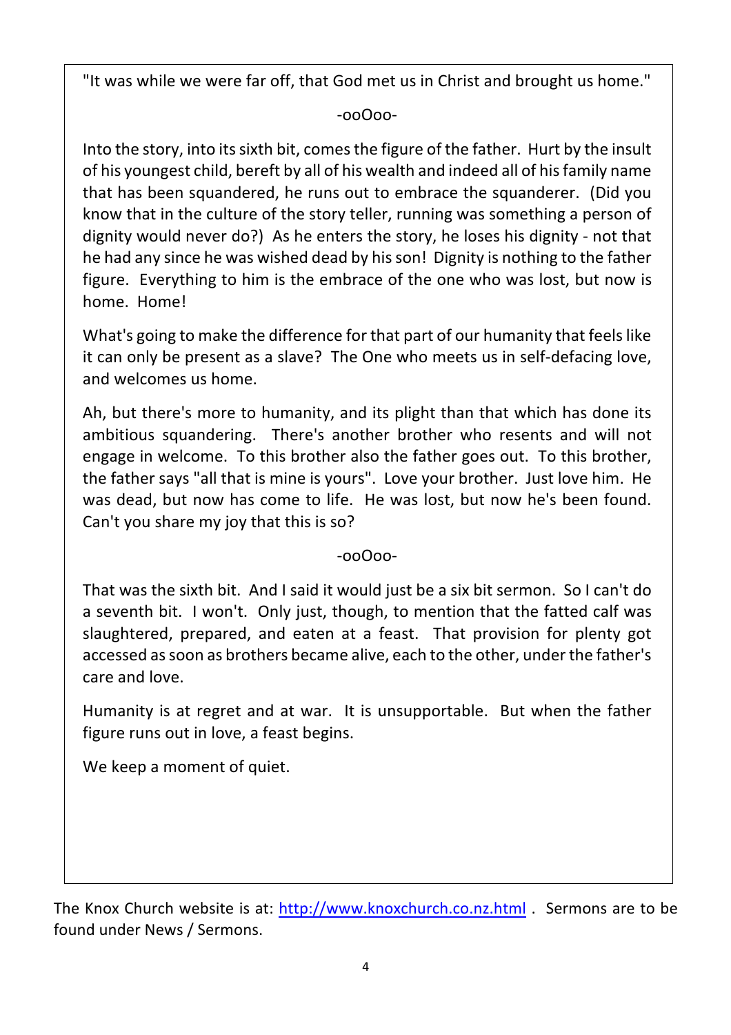"It was while we were far off, that God met us in Christ and brought us home."

-ooOoo-

Into the story, into its sixth bit, comes the figure of the father. Hurt by the insult of his youngest child, bereft by all of his wealth and indeed all of his family name that has been squandered, he runs out to embrace the squanderer. (Did you know that in the culture of the story teller, running was something a person of dignity would never do?) As he enters the story, he loses his dignity - not that he had any since he was wished dead by his son! Dignity is nothing to the father figure. Everything to him is the embrace of the one who was lost, but now is home. Home!

What's going to make the difference for that part of our humanity that feels like it can only be present as a slave? The One who meets us in self-defacing love, and welcomes us home.

Ah, but there's more to humanity, and its plight than that which has done its ambitious squandering. There's another brother who resents and will not engage in welcome. To this brother also the father goes out. To this brother, the father says "all that is mine is yours". Love your brother. Just love him. He was dead, but now has come to life. He was lost, but now he's been found. Can't you share my joy that this is so?

-ooOoo-

That was the sixth bit. And I said it would just be a six bit sermon. So I can't do a seventh bit. I won't. Only just, though, to mention that the fatted calf was slaughtered, prepared, and eaten at a feast. That provision for plenty got accessed as soon as brothers became alive, each to the other, under the father's care and love.

Humanity is at regret and at war. It is unsupportable. But when the father figure runs out in love, a feast begins.

We keep a moment of quiet.

The Knox Church website is at: [http://www.knoxchurch.co.nz.html](http://www.knoxchurch.co.nz.html) . Sermons are to be found under News / Sermons.